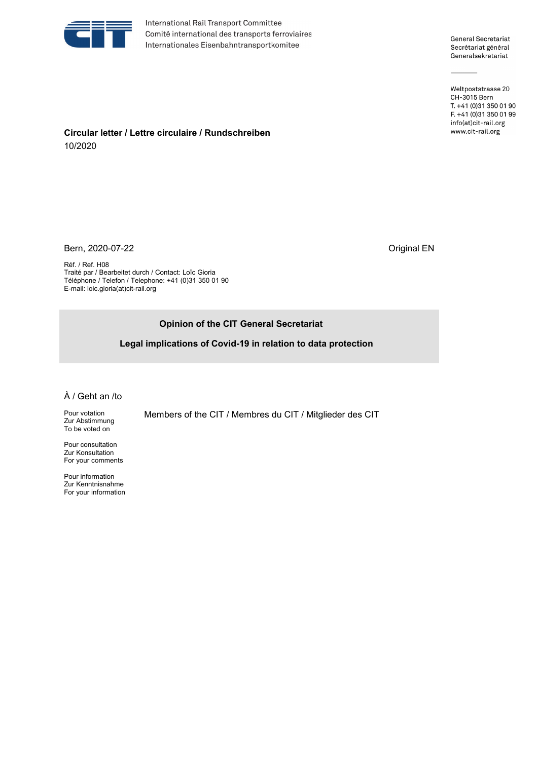International Rail Transport Committee
Comité international des transports ferroviaires
Internationales Eisenbahntransportkomitee

General Secretariat
Secrétariat général
Generalsekretariat

Weltpoststrasse 20
CH-3015 Bern
T. +41 (0)31 350 01 90
F. +41 (0)31 350 01 99
info(at)cit-rail.org
www.cit-rail.org

**Circular letter / Lettre circulaire / Rundschreiben**
10/2020

Bern, 2020-07-22

Original EN

Réf. / Ref. H08
Traité par / Bearbeitet durch / Contact: Loïc Gioria
Téléphone / Telefon / Telephone: +41 (0)31 350 01 90
E-mail: loic.gioria(at)cit-rail.org

**Opinion of the CIT General Secretariat**

**Legal implications of Covid-19 in relation to data protection**

À / Geht an /to

Pour votation
Zur Abstimmung
To be voted on

Members of the CIT / Membres du CIT / Mitglieder des CIT

Pour consultation
Zur Konsultation
For your comments

Pour information
Zur Kenntnisnahme
For your information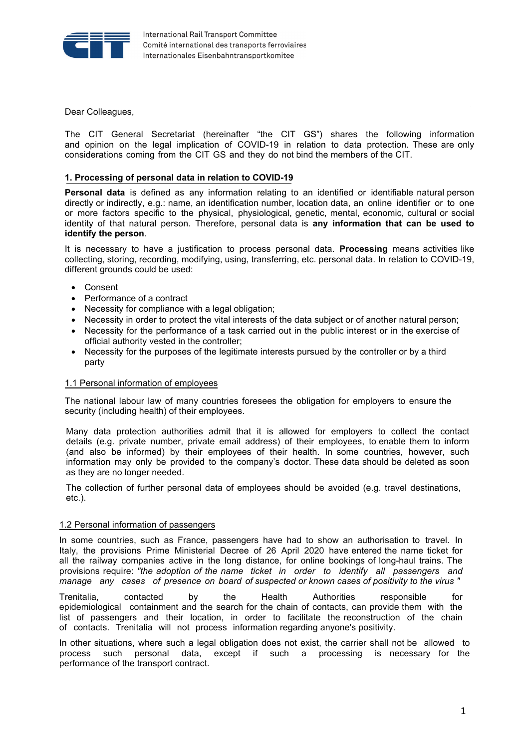Dear Colleagues,

The CIT General Secretariat (hereinafter "the CIT GS") shares the following information and opinion on the legal implication of COVID-19 in relation to data protection. These are only considerations coming from the CIT GS and they do not bind the members of the CIT.

## 1. Processing of personal data in relation to COVID-19

**Personal data** is defined as any information relating to an identified or identifiable natural person directly or indirectly, e.g.: name, an identification number, location data, an online identifier or to one or more factors specific to the physical, physiological, genetic, mental, economic, cultural or social identity of that natural person. Therefore, personal data is **any information that can be used to identify the person**.

It is necessary to have a justification to process personal data. **Processing** means activities like collecting, storing, recording, modifying, using, transferring, etc. personal data. In relation to COVID-19, different grounds could be used:

- Consent
- Performance of a contract
- Necessity for compliance with a legal obligation;
- Necessity in order to protect the vital interests of the data subject or of another natural person;
- Necessity for the performance of a task carried out in the public interest or in the exercise of official authority vested in the controller;
- Necessity for the purposes of the legitimate interests pursued by the controller or by a third party

### 1.1 Personal information of employees

The national labour law of many countries foresees the obligation for employers to ensure the security (including health) of their employees.

Many data protection authorities admit that it is allowed for employers to collect the contact details (e.g. private number, private email address) of their employees, to enable them to inform (and also be informed) by their employees of their health. In some countries, however, such information may only be provided to the company's doctor. These data should be deleted as soon as they are no longer needed.

The collection of further personal data of employees should be avoided (e.g. travel destinations, etc.).

### 1.2 Personal information of passengers

In some countries, such as France, passengers have had to show an authorisation to travel. In Italy, the provisions Prime Ministerial Decree of 26 April 2020 have entered the name ticket for all the railway companies active in the long distance, for online bookings of long-haul trains. The provisions require: *"the adoption of the name ticket in order to identify all passengers and manage any cases of presence on board of suspected or known cases of positivity to the virus "*

Trenitalia, contacted by the Health Authorities responsible for epidemiological containment and the search for the chain of contacts, can provide them with the list of passengers and their location, in order to facilitate the reconstruction of the chain of contacts. Trenitalia will not process information regarding anyone's positivity.

In other situations, where such a legal obligation does not exist, the carrier shall not be allowed to process such personal data, except if such a processing is necessary for the performance of the transport contract.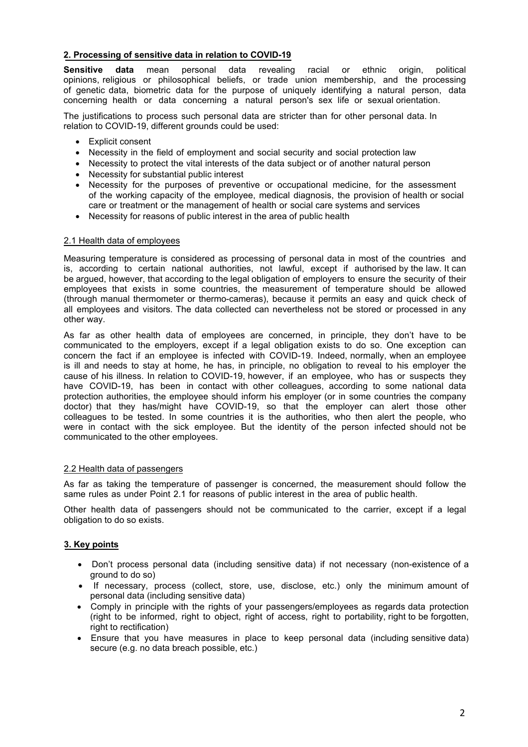## 2. Processing of sensitive data in relation to COVID-19

**Sensitive data** mean personal data revealing racial or ethnic origin, political opinions, religious or philosophical beliefs, or trade union membership, and the processing of genetic data, biometric data for the purpose of uniquely identifying a natural person, data concerning health or data concerning a natural person's sex life or sexual orientation.

The justifications to process such personal data are stricter than for other personal data. In relation to COVID-19, different grounds could be used:

- Explicit consent
- Necessity in the field of employment and social security and social protection law
- Necessity to protect the vital interests of the data subject or of another natural person
- Necessity for substantial public interest
- Necessity for the purposes of preventive or occupational medicine, for the assessment of the working capacity of the employee, medical diagnosis, the provision of health or social care or treatment or the management of health or social care systems and services
- Necessity for reasons of public interest in the area of public health

### 2.1 Health data of employees

Measuring temperature is considered as processing of personal data in most of the countries and is, according to certain national authorities, not lawful, except if authorised by the law. It can be argued, however, that according to the legal obligation of employers to ensure the security of their employees that exists in some countries, the measurement of temperature should be allowed (through manual thermometer or thermo-cameras), because it permits an easy and quick check of all employees and visitors. The data collected can nevertheless not be stored or processed in any other way.

As far as other health data of employees are concerned, in principle, they don't have to be communicated to the employers, except if a legal obligation exists to do so. One exception can concern the fact if an employee is infected with COVID-19. Indeed, normally, when an employee is ill and needs to stay at home, he has, in principle, no obligation to reveal to his employer the cause of his illness. In relation to COVID-19, however, if an employee, who has or suspects they have COVID-19, has been in contact with other colleagues, according to some national data protection authorities, the employee should inform his employer (or in some countries the company doctor) that they has/might have COVID-19, so that the employer can alert those other colleagues to be tested. In some countries it is the authorities, who then alert the people, who were in contact with the sick employee. But the identity of the person infected should not be communicated to the other employees.

### 2.2 Health data of passengers

As far as taking the temperature of passenger is concerned, the measurement should follow the same rules as under Point 2.1 for reasons of public interest in the area of public health.

Other health data of passengers should not be communicated to the carrier, except if a legal obligation to do so exists.

## 3. Key points

- Don't process personal data (including sensitive data) if not necessary (non-existence of a ground to do so)
- If necessary, process (collect, store, use, disclose, etc.) only the minimum amount of personal data (including sensitive data)
- Comply in principle with the rights of your passengers/employees as regards data protection (right to be informed, right to object, right of access, right to portability, right to be forgotten, right to rectification)
- Ensure that you have measures in place to keep personal data (including sensitive data) secure (e.g. no data breach possible, etc.)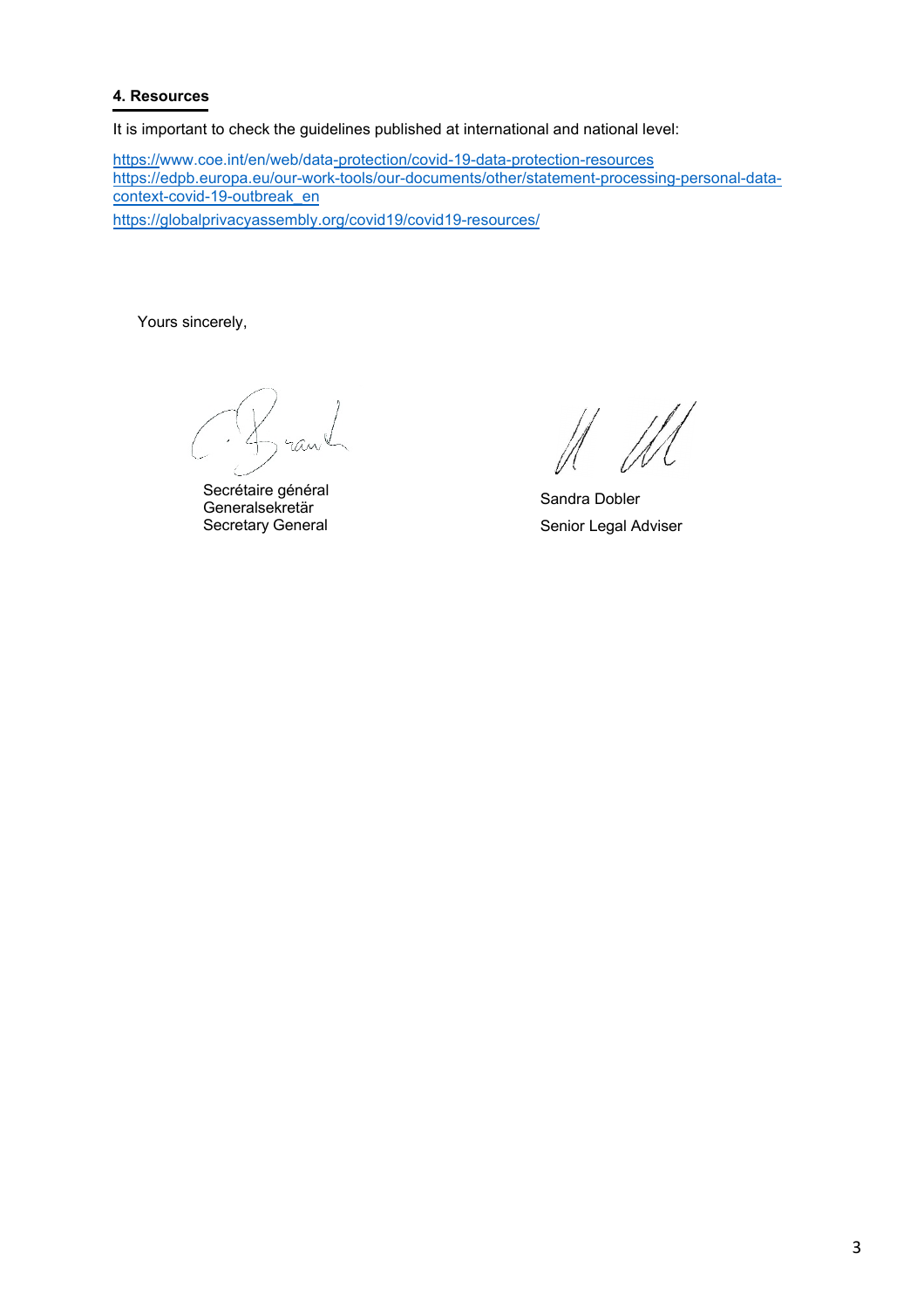#### 4. Resources

It is important to check the guidelines published at international and national level:

https://www.coe.int/en/web/data-protection/covid-19-data-protection-resources
https://edpb.europa.eu/our-work-tools/our-documents/other/statement-processing-personal-data-context-covid-19-outbreak_en
https://globalprivacyassembly.org/covid19/covid19-resources/

Yours sincerely,

Secrétaire général
Generalsekretär
Secretary General

Sandra Dobler
Senior Legal Adviser